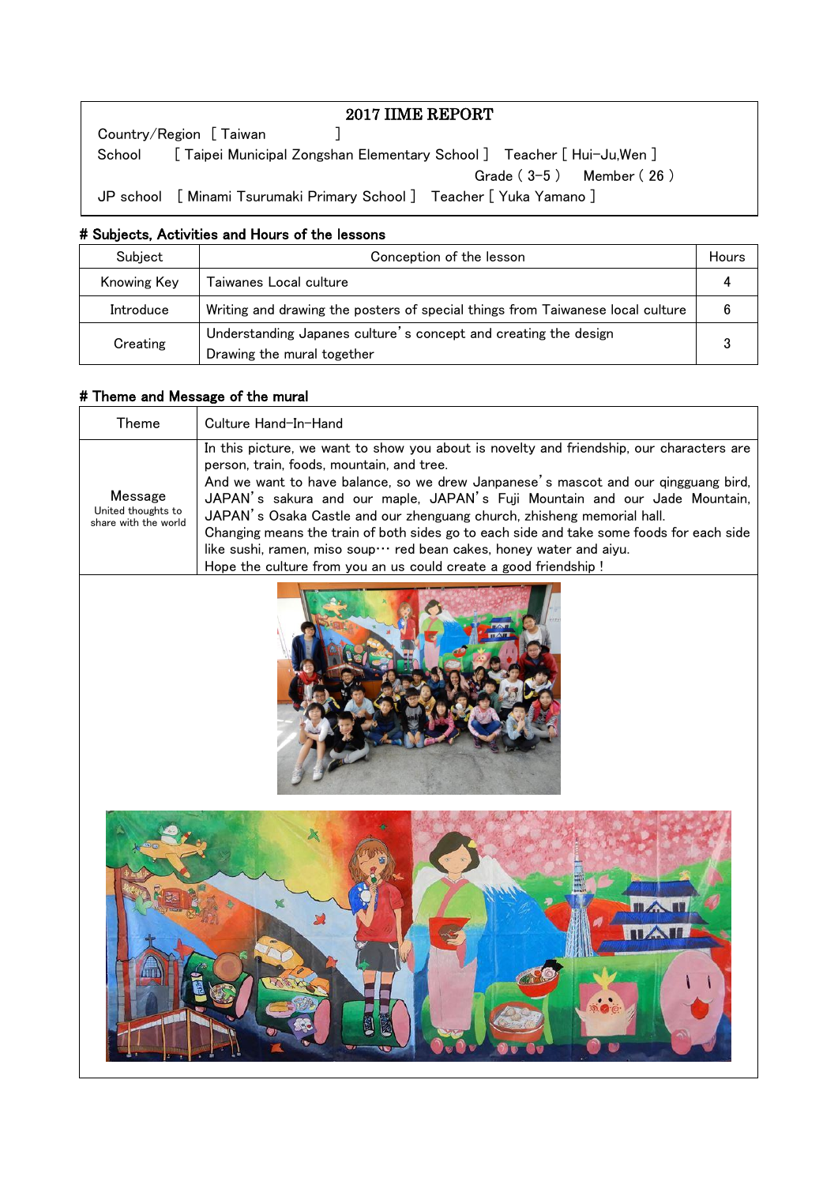# 2017 IIME REPORT

Country/Region [ Taiwan ]

School [ Taipei Municipal Zongshan Elementary School ] Teacher [ Hui-Ju,Wen ]

Grade ( 3-5 ) Member ( 26 )

JP school [ Minami Tsurumaki Primary School ] Teacher [ Yuka Yamano ]

## # Subjects, Activities and Hours of the lessons

| Subject | Conception of the lesson | Hours |
|---|---|---|
| Knowing Key | Taiwanes Local culture | 4 |
| Introduce | Writing and drawing the posters of special things from Taiwanese local culture | 6 |
| Creating | Understanding Japanes culture's concept and creating the design<br>Drawing the mural together | 3 |

## # Theme and Message of the mural

| Theme | Culture Hand-In-Hand |
|---|---|
| Message<br>United thoughts to share with the world | In this picture, we want to show you about is novelty and friendship, our characters are person, train, foods, mountain, and tree.<br>And we want to have balance, so we drew Janpanese's mascot and our qingguang bird, JAPAN's sakura and our maple, JAPAN's Fuji Mountain and our Jade Mountain, JAPAN's Osaka Castle and our zhenguang church, zhisheng memorial hall.<br>Changing means the train of both sides go to each side and take some foods for each side like sushi, ramen, miso soup… red bean cakes, honey water and aiyu.<br>Hope the culture from you an us could create a good friendship ! |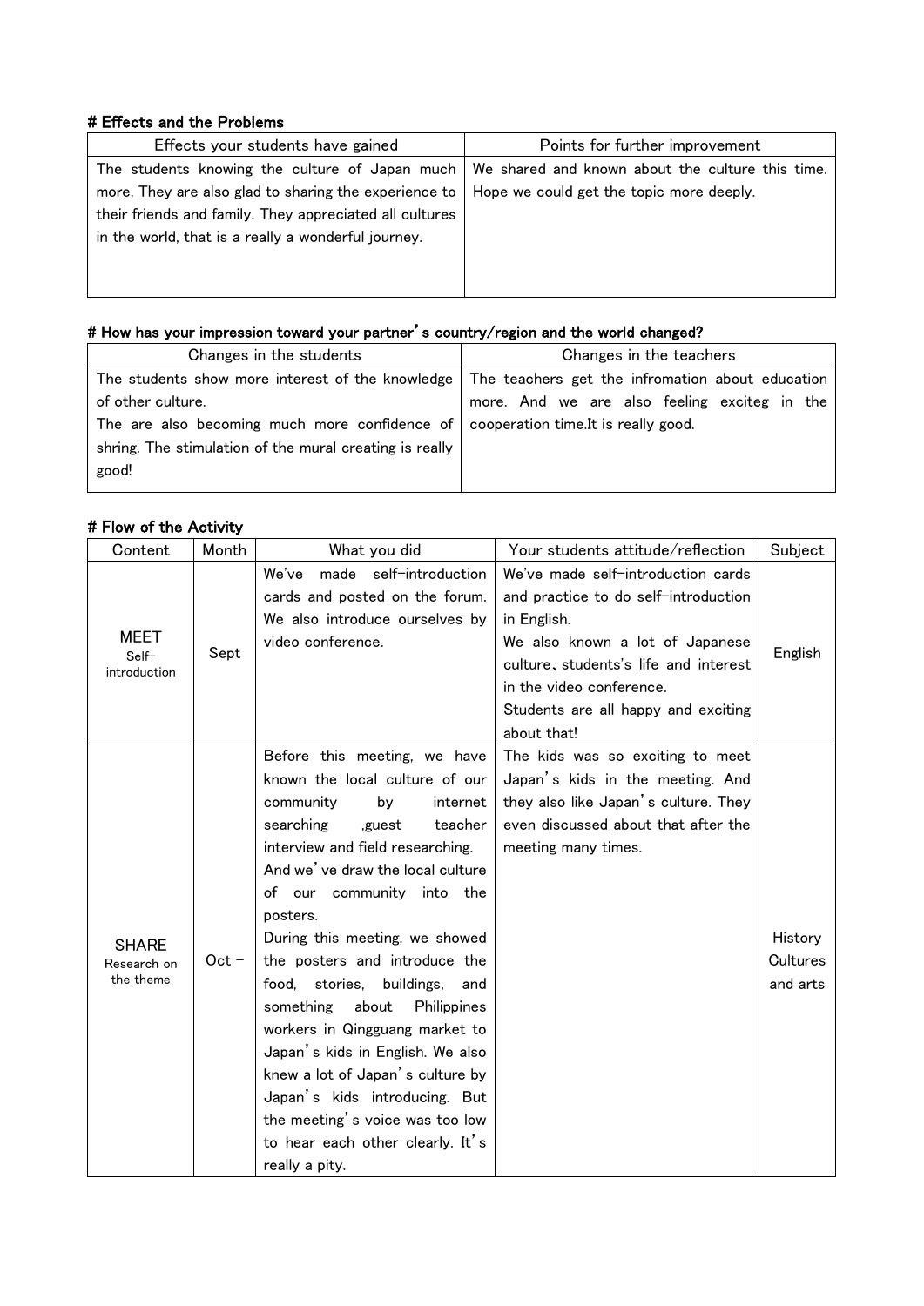# Effects and the Problems

| Effects your students have gained | Points for further improvement |
| --- | --- |
| The students knowing the culture of Japan much more. They are also glad to sharing the experience to their friends and family. They appreciated all cultures in the world, that is a really a wonderful journey. | We shared and known about the culture this time. Hope we could get the topic more deeply. |

# How has your impression toward your partner's country/region and the world changed?

| Changes in the students | Changes in the teachers |
| --- | --- |
| The students show more interest of the knowledge of other culture.<br>The are also becoming much more confidence of shring. The stimulation of the mural creating is really good! | The teachers get the infromation about education more. And we are also feeling exciteg in the cooperation time.It is really good. |

# Flow of the Activity

| Content | Month | What you did | Your students attitude/reflection | Subject |
| --- | --- | --- | --- | --- |
| MEET<br>Self-introduction | Sept | We've made self-introduction cards and posted on the forum. We also introduce ourselves by video conference. | We've made self-introduction cards and practice to do self-introduction in English.<br>We also known a lot of Japanese culture、students's life and interest in the video conference.<br>Students are all happy and exciting about that! | English |
| SHARE<br>Research on the theme | Oct – | Before this meeting, we have known the local culture of our community by internet searching ,guest teacher interview and field researching.<br>And we've draw the local culture of our community into the posters.<br>During this meeting, we showed the posters and introduce the food, stories, buildings, and something about Philippines workers in Qingguang market to Japan's kids in English. We also knew a lot of Japan's culture by Japan's kids introducing. But the meeting's voice was too low to hear each other clearly. It's really a pity. | The kids was so exciting to meet Japan's kids in the meeting. And they also like Japan's culture. They even discussed about that after the meeting many times. | History Cultures and arts |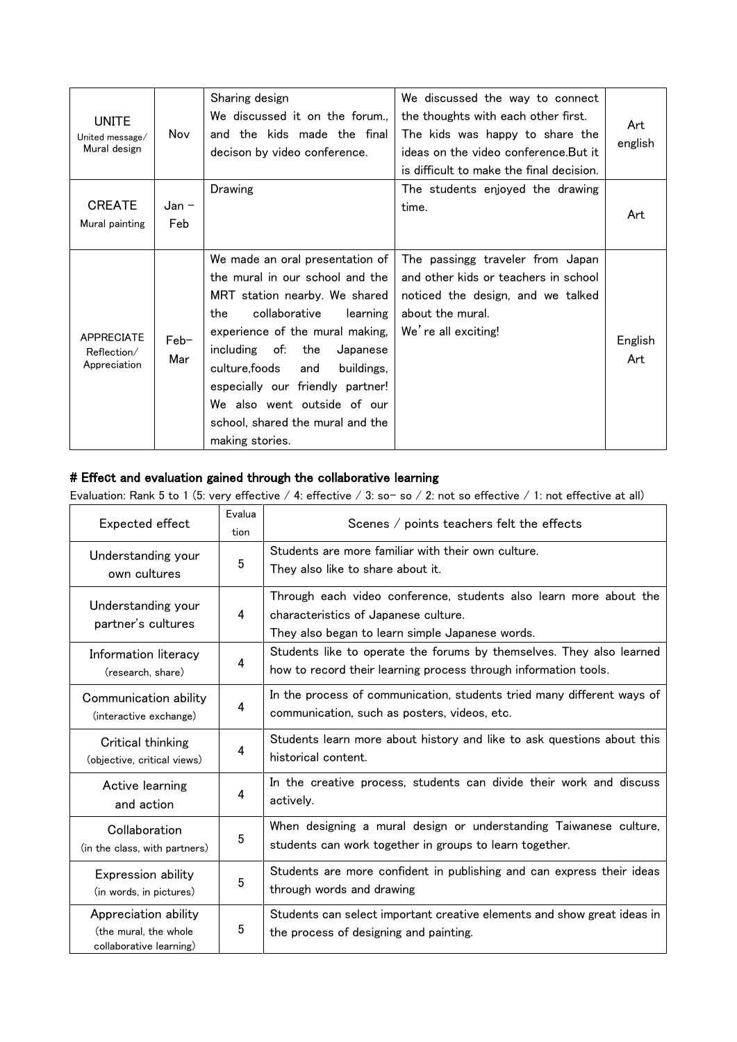| | | | | |
|---|---|---|---|---|
| UNITE<br>United message/ Mural design | Nov | Sharing design<br>We discussed it on the forum., and the kids made the final decison by video conference. | We discussed the way to connect the thoughts with each other first. The kids was happy to share the ideas on the video conference.But it is difficult to make the final decision. | Art<br>english |
| CREATE<br>Mural painting | Jan – Feb | Drawing | The students enjoyed the drawing time. | Art |
| APPRECIATE<br>Reflection/ Appreciation | Feb–Mar | We made an oral presentation of the mural in our school and the MRT station nearby. We shared the collaborative learning experience of the mural making, including of: the Japanese culture,foods and buildings, especially our friendly partner! We also went outside of our school, shared the mural and the making stories. | The passingg traveler from Japan and other kids or teachers in school noticed the design, and we talked about the mural.<br>We're all exciting! | English<br>Art |

# Effect and evaluation gained through the collaborative learning

Evaluation: Rank 5 to 1 (5: very effective / 4: effective / 3: so- so / 2: not so effective / 1: not effective at all)

| Expected effect | Evaluation | Scenes / points teachers felt the effects |
|---|---|---|
| Understanding your own cultures | 5 | Students are more familiar with their own culture.<br>They also like to share about it. |
| Understanding your partner's cultures | 4 | Through each video conference, students also learn more about the characteristics of Japanese culture.<br>They also began to learn simple Japanese words. |
| Information literacy (research, share) | 4 | Students like to operate the forums by themselves. They also learned how to record their learning process through information tools. |
| Communication ability (interactive exchange) | 4 | In the process of communication, students tried many different ways of communication, such as posters, videos, etc. |
| Critical thinking (objective, critical views) | 4 | Students learn more about history and like to ask questions about this historical content. |
| Active learning and action | 4 | In the creative process, students can divide their work and discuss actively. |
| Collaboration (in the class, with partners) | 5 | When designing a mural design or understanding Taiwanese culture, students can work together in groups to learn together. |
| Expression ability (in words, in pictures) | 5 | Students are more confident in publishing and can express their ideas through words and drawing |
| Appreciation ability (the mural, the whole collaborative learning) | 5 | Students can select important creative elements and show great ideas in the process of designing and painting. |